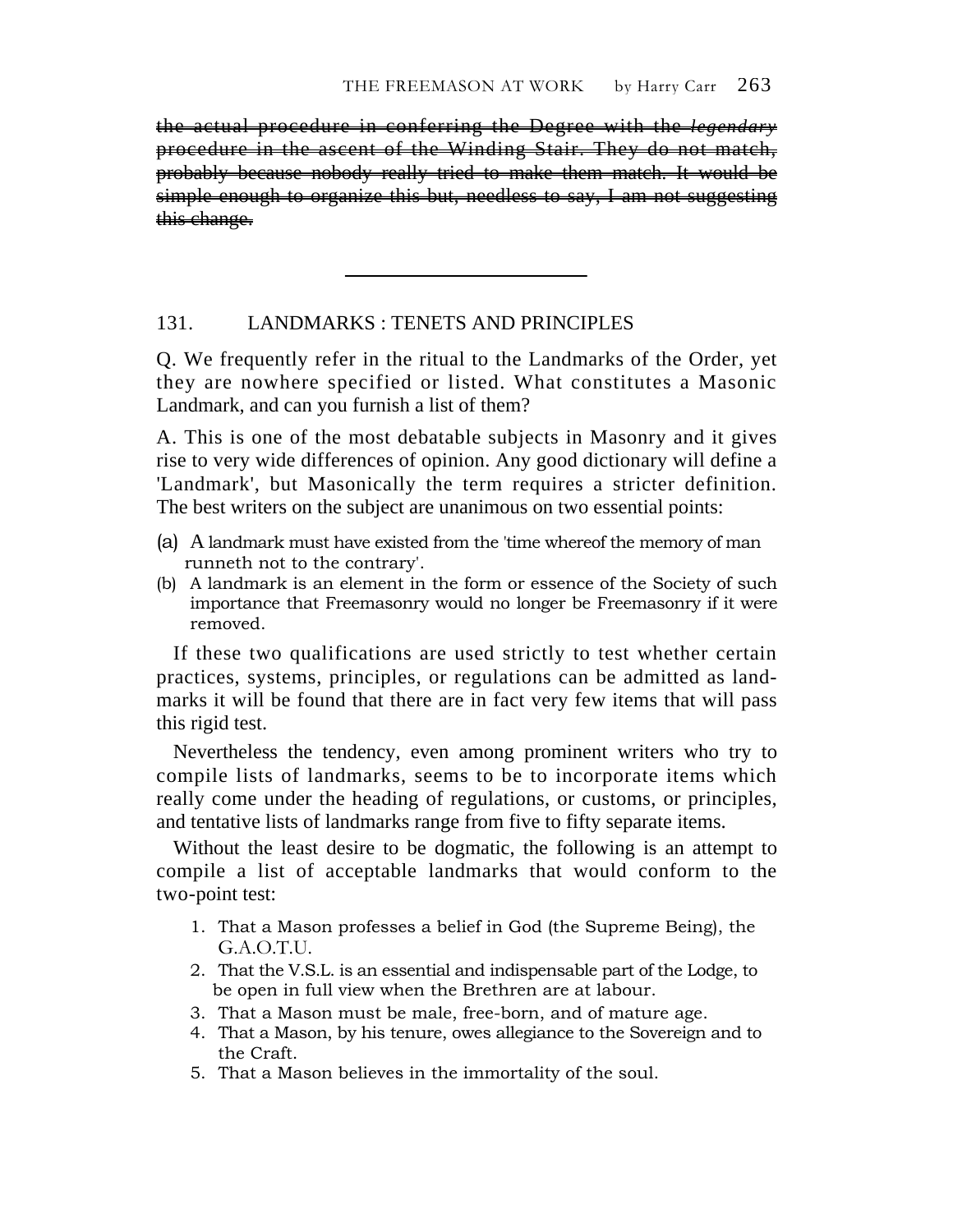~~the actual procedure in conferring the Degree with the *legendary* procedure in the ascent of the Winding Stair. They do not match, probably because nobody really tried to make them match. It would be simple enough to organize this but, needless to say, I am not suggesting this change.~~

---

## 131. LANDMARKS : TENETS AND PRINCIPLES

Q. We frequently refer in the ritual to the Landmarks of the Order, yet they are nowhere specified or listed. What constitutes a Masonic Landmark, and can you furnish a list of them?

A. This is one of the most debatable subjects in Masonry and it gives rise to very wide differences of opinion. Any good dictionary will define a 'Landmark', but Masonically the term requires a stricter definition. The best writers on the subject are unanimous on two essential points:

(a) A landmark must have existed from the 'time whereof the memory of man runneth not to the contrary'.
(b) A landmark is an element in the form or essence of the Society of such importance that Freemasonry would no longer be Freemasonry if it were removed.

If these two qualifications are used strictly to test whether certain practices, systems, principles, or regulations can be admitted as landmarks it will be found that there are in fact very few items that will pass this rigid test.

Nevertheless the tendency, even among prominent writers who try to compile lists of landmarks, seems to be to incorporate items which really come under the heading of regulations, or customs, or principles, and tentative lists of landmarks range from five to fifty separate items.

Without the least desire to be dogmatic, the following is an attempt to compile a list of acceptable landmarks that would conform to the two-point test:

1. That a Mason professes a belief in God (the Supreme Being), the G.A.O.T.U.
2. That the V.S.L. is an essential and indispensable part of the Lodge, to be open in full view when the Brethren are at labour.
3. That a Mason must be male, free-born, and of mature age.
4. That a Mason, by his tenure, owes allegiance to the Sovereign and to the Craft.
5. That a Mason believes in the immortality of the soul.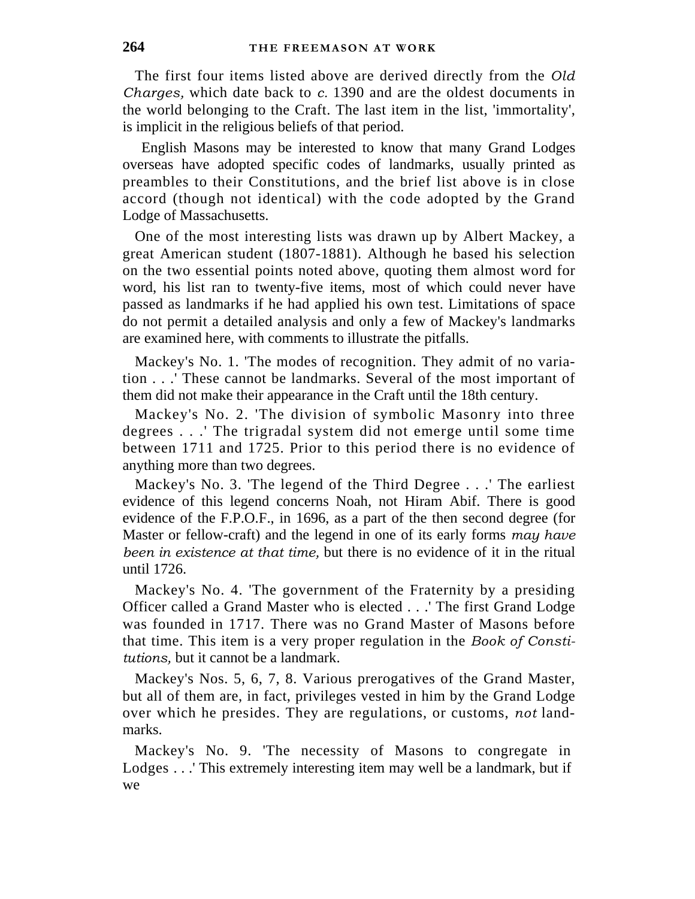The first four items listed above are derived directly from the *Old Charges,* which date back to *c.* 1390 and are the oldest documents in the world belonging to the Craft. The last item in the list, 'immortality', is implicit in the religious beliefs of that period.

English Masons may be interested to know that many Grand Lodges overseas have adopted specific codes of landmarks, usually printed as preambles to their Constitutions, and the brief list above is in close accord (though not identical) with the code adopted by the Grand Lodge of Massachusetts.

One of the most interesting lists was drawn up by Albert Mackey, a great American student (1807-1881). Although he based his selection on the two essential points noted above, quoting them almost word for word, his list ran to twenty-five items, most of which could never have passed as landmarks if he had applied his own test. Limitations of space do not permit a detailed analysis and only a few of Mackey's landmarks are examined here, with comments to illustrate the pitfalls.

Mackey's No. 1. 'The modes of recognition. They admit of no variation . . .' These cannot be landmarks. Several of the most important of them did not make their appearance in the Craft until the 18th century.

Mackey's No. 2. 'The division of symbolic Masonry into three degrees . . .' The trigradal system did not emerge until some time between 1711 and 1725. Prior to this period there is no evidence of anything more than two degrees.

Mackey's No. 3. 'The legend of the Third Degree . . .' The earliest evidence of this legend concerns Noah, not Hiram Abif. There is good evidence of the F.P.O.F., in 1696, as a part of the then second degree (for Master or fellow-craft) and the legend in one of its early forms *may have been in existence at that time,* but there is no evidence of it in the ritual until 1726.

Mackey's No. 4. 'The government of the Fraternity by a presiding Officer called a Grand Master who is elected . . .' The first Grand Lodge was founded in 1717. There was no Grand Master of Masons before that time. This item is a very proper regulation in the *Book of Constitutions,* but it cannot be a landmark.

Mackey's Nos. 5, 6, 7, 8. Various prerogatives of the Grand Master, but all of them are, in fact, privileges vested in him by the Grand Lodge over which he presides. They are regulations, or customs, *not* landmarks.

Mackey's No. 9. 'The necessity of Masons to congregate in Lodges . . .' This extremely interesting item may well be a landmark, but if we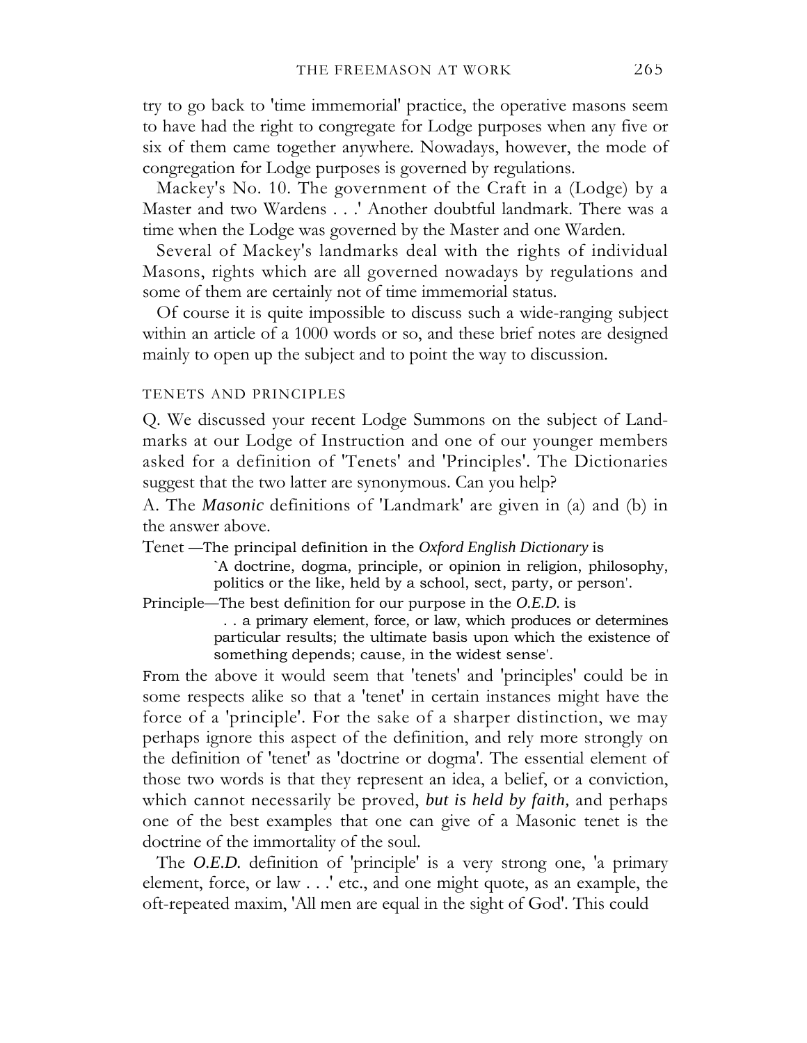try to go back to 'time immemorial' practice, the operative masons seem to have had the right to congregate for Lodge purposes when any five or six of them came together anywhere. Nowadays, however, the mode of congregation for Lodge purposes is governed by regulations.

Mackey's No. 10. The government of the Craft in a (Lodge) by a Master and two Wardens . . .' Another doubtful landmark. There was a time when the Lodge was governed by the Master and one Warden.

Several of Mackey's landmarks deal with the rights of individual Masons, rights which are all governed nowadays by regulations and some of them are certainly not of time immemorial status.

Of course it is quite impossible to discuss such a wide-ranging subject within an article of a 1000 words or so, and these brief notes are designed mainly to open up the subject and to point the way to discussion.

## TENETS AND PRINCIPLES

Q. We discussed your recent Lodge Summons on the subject of Landmarks at our Lodge of Instruction and one of our younger members asked for a definition of 'Tenets' and 'Principles'. The Dictionaries suggest that the two latter are synonymous. Can you help?

A. The ***Masonic*** definitions of 'Landmark' are given in (a) and (b) in the answer above.

Tenet —The principal definition in the *Oxford English Dictionary* is

> `A doctrine, dogma, principle, or opinion in religion, philosophy, politics or the like, held by a school, sect, party, or person'.

Principle—The best definition for our purpose in the *O.E.D.* is

> . . a primary element, force, or law, which produces or determines particular results; the ultimate basis upon which the existence of something depends; cause, in the widest sense'.

From the above it would seem that 'tenets' and 'principles' could be in some respects alike so that a 'tenet' in certain instances might have the force of a 'principle'. For the sake of a sharper distinction, we may perhaps ignore this aspect of the definition, and rely more strongly on the definition of 'tenet' as 'doctrine or dogma'. The essential element of those two words is that they represent an idea, a belief, or a conviction, which cannot necessarily be proved, *but is held by faith,* and perhaps one of the best examples that one can give of a Masonic tenet is the doctrine of the immortality of the soul.

The *O.E.D.* definition of 'principle' is a very strong one, 'a primary element, force, or law . . .' etc., and one might quote, as an example, the oft-repeated maxim, 'All men are equal in the sight of God'. This could